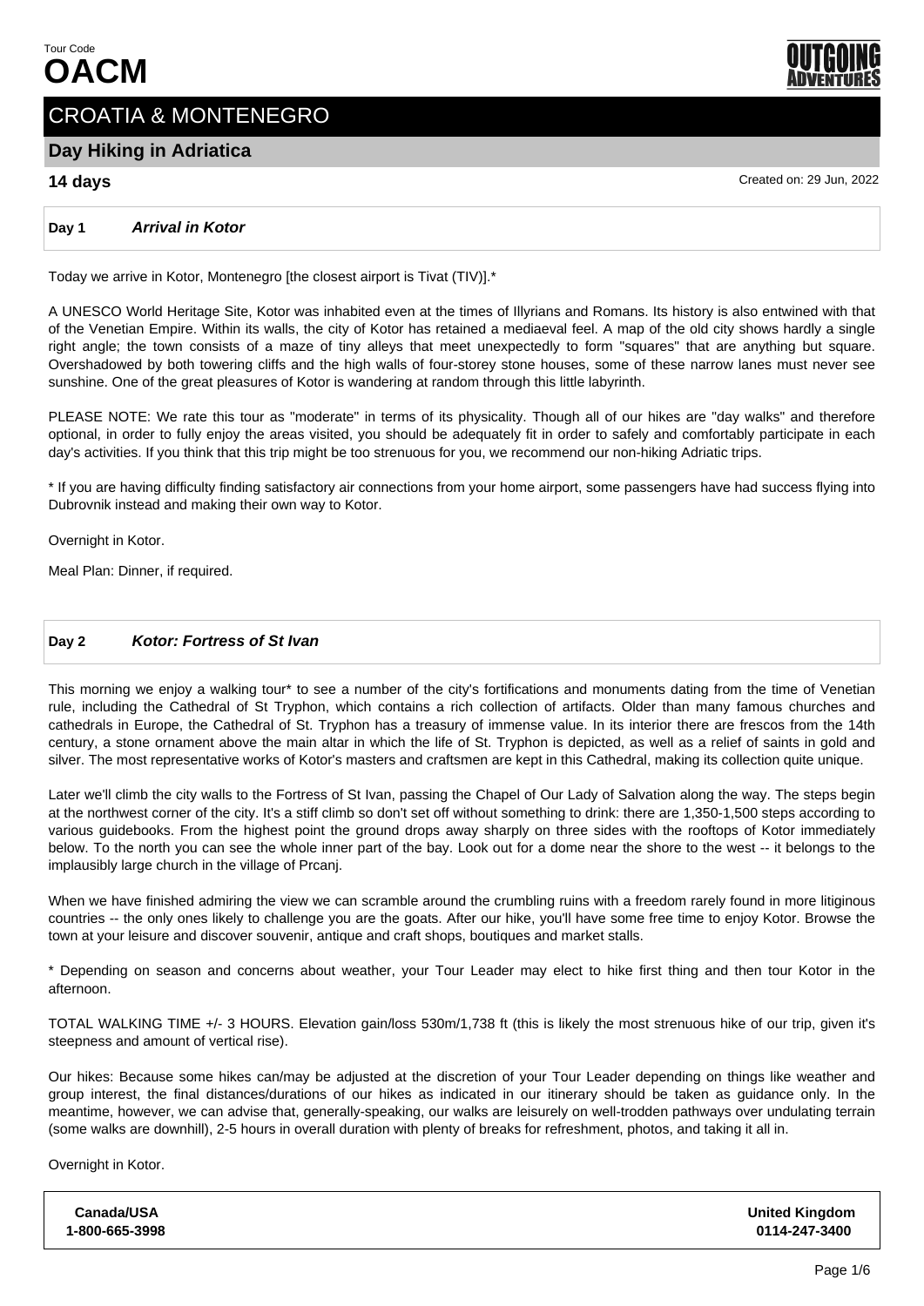Tour Code
# OACM

## CROATIA & MONTENEGRO

### Day Hiking in Adriatica

**14 days**

Created on: 29 Jun, 2022

**Day 1** ***Arrival in Kotor***

Today we arrive in Kotor, Montenegro [the closest airport is Tivat (TIV)].*

A UNESCO World Heritage Site, Kotor was inhabited even at the times of Illyrians and Romans. Its history is also entwined with that of the Venetian Empire. Within its walls, the city of Kotor has retained a mediaeval feel. A map of the old city shows hardly a single right angle; the town consists of a maze of tiny alleys that meet unexpectedly to form "squares" that are anything but square. Overshadowed by both towering cliffs and the high walls of four-storey stone houses, some of these narrow lanes must never see sunshine. One of the great pleasures of Kotor is wandering at random through this little labyrinth.

PLEASE NOTE: We rate this tour as "moderate" in terms of its physicality. Though all of our hikes are "day walks" and therefore optional, in order to fully enjoy the areas visited, you should be adequately fit in order to safely and comfortably participate in each day's activities. If you think that this trip might be too strenuous for you, we recommend our non-hiking Adriatic trips.

* If you are having difficulty finding satisfactory air connections from your home airport, some passengers have had success flying into Dubrovnik instead and making their own way to Kotor.

Overnight in Kotor.

Meal Plan: Dinner, if required.

**Day 2** ***Kotor: Fortress of St Ivan***

This morning we enjoy a walking tour* to see a number of the city's fortifications and monuments dating from the time of Venetian rule, including the Cathedral of St Tryphon, which contains a rich collection of artifacts. Older than many famous churches and cathedrals in Europe, the Cathedral of St. Tryphon has a treasury of immense value. In its interior there are frescos from the 14th century, a stone ornament above the main altar in which the life of St. Tryphon is depicted, as well as a relief of saints in gold and silver. The most representative works of Kotor's masters and craftsmen are kept in this Cathedral, making its collection quite unique.

Later we'll climb the city walls to the Fortress of St Ivan, passing the Chapel of Our Lady of Salvation along the way. The steps begin at the northwest corner of the city. It's a stiff climb so don't set off without something to drink: there are 1,350-1,500 steps according to various guidebooks. From the highest point the ground drops away sharply on three sides with the rooftops of Kotor immediately below. To the north you can see the whole inner part of the bay. Look out for a dome near the shore to the west -- it belongs to the implausibly large church in the village of Prcanj.

When we have finished admiring the view we can scramble around the crumbling ruins with a freedom rarely found in more litigious countries -- the only ones likely to challenge you are the goats. After our hike, you'll have some free time to enjoy Kotor. Browse the town at your leisure and discover souvenir, antique and craft shops, boutiques and market stalls.

* Depending on season and concerns about weather, your Tour Leader may elect to hike first thing and then tour Kotor in the afternoon.

TOTAL WALKING TIME +/- 3 HOURS. Elevation gain/loss 530m/1,738 ft (this is likely the most strenuous hike of our trip, given it's steepness and amount of vertical rise).

Our hikes: Because some hikes can/may be adjusted at the discretion of your Tour Leader depending on things like weather and group interest, the final distances/durations of our hikes as indicated in our itinerary should be taken as guidance only. In the meantime, however, we can advise that, generally-speaking, our walks are leisurely on well-trodden pathways over undulating terrain (some walks are downhill), 2-5 hours in overall duration with plenty of breaks for refreshment, photos, and taking it all in.

Overnight in Kotor.

| Canada/USA | United Kingdom |
| --- | --- |
| 1-800-665-3998 | 0114-247-3400 |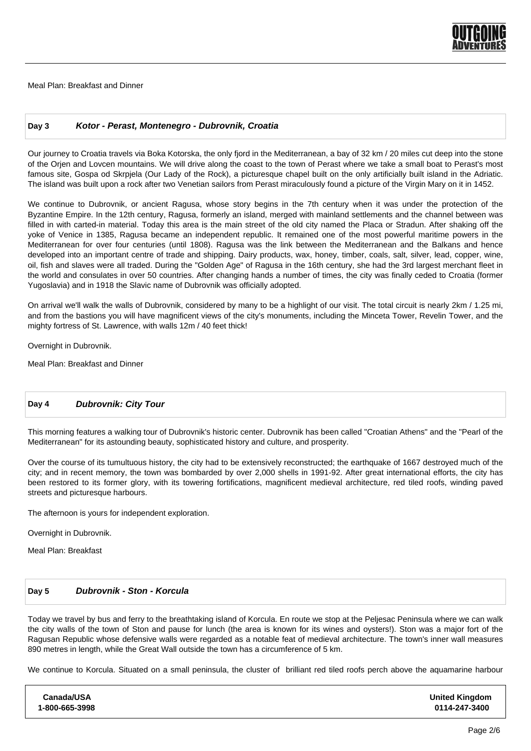Meal Plan: Breakfast and Dinner

## Day 3 *Kotor - Perast, Montenegro - Dubrovnik, Croatia*

Our journey to Croatia travels via Boka Kotorska, the only fjord in the Mediterranean, a bay of 32 km / 20 miles cut deep into the stone of the Orjen and Lovcen mountains. We will drive along the coast to the town of Perast where we take a small boat to Perast's most famous site, Gospa od Skrpjela (Our Lady of the Rock), a picturesque chapel built on the only artificially built island in the Adriatic. The island was built upon a rock after two Venetian sailors from Perast miraculously found a picture of the Virgin Mary on it in 1452.

We continue to Dubrovnik, or ancient Ragusa, whose story begins in the 7th century when it was under the protection of the Byzantine Empire. In the 12th century, Ragusa, formerly an island, merged with mainland settlements and the channel between was filled in with carted-in material. Today this area is the main street of the old city named the Placa or Stradun. After shaking off the yoke of Venice in 1385, Ragusa became an independent republic. It remained one of the most powerful maritime powers in the Mediterranean for over four centuries (until 1808). Ragusa was the link between the Mediterranean and the Balkans and hence developed into an important centre of trade and shipping. Dairy products, wax, honey, timber, coals, salt, silver, lead, copper, wine, oil, fish and slaves were all traded. During the "Golden Age" of Ragusa in the 16th century, she had the 3rd largest merchant fleet in the world and consulates in over 50 countries. After changing hands a number of times, the city was finally ceded to Croatia (former Yugoslavia) and in 1918 the Slavic name of Dubrovnik was officially adopted.

On arrival we'll walk the walls of Dubrovnik, considered by many to be a highlight of our visit. The total circuit is nearly 2km / 1.25 mi, and from the bastions you will have magnificent views of the city's monuments, including the Minceta Tower, Revelin Tower, and the mighty fortress of St. Lawrence, with walls 12m / 40 feet thick!

Overnight in Dubrovnik.

Meal Plan: Breakfast and Dinner

## Day 4 *Dubrovnik: City Tour*

This morning features a walking tour of Dubrovnik's historic center. Dubrovnik has been called "Croatian Athens" and the "Pearl of the Mediterranean" for its astounding beauty, sophisticated history and culture, and prosperity.

Over the course of its tumultuous history, the city had to be extensively reconstructed; the earthquake of 1667 destroyed much of the city; and in recent memory, the town was bombarded by over 2,000 shells in 1991-92. After great international efforts, the city has been restored to its former glory, with its towering fortifications, magnificent medieval architecture, red tiled roofs, winding paved streets and picturesque harbours.

The afternoon is yours for independent exploration.

Overnight in Dubrovnik.

Meal Plan: Breakfast

## Day 5 *Dubrovnik - Ston - Korcula*

Today we travel by bus and ferry to the breathtaking island of Korcula. En route we stop at the Peljesac Peninsula where we can walk the city walls of the town of Ston and pause for lunch (the area is known for its wines and oysters!). Ston was a major fort of the Ragusan Republic whose defensive walls were regarded as a notable feat of medieval architecture. The town's inner wall measures 890 metres in length, while the Great Wall outside the town has a circumference of 5 km.

We continue to Korcula. Situated on a small peninsula, the cluster of brilliant red tiled roofs perch above the aquamarine harbour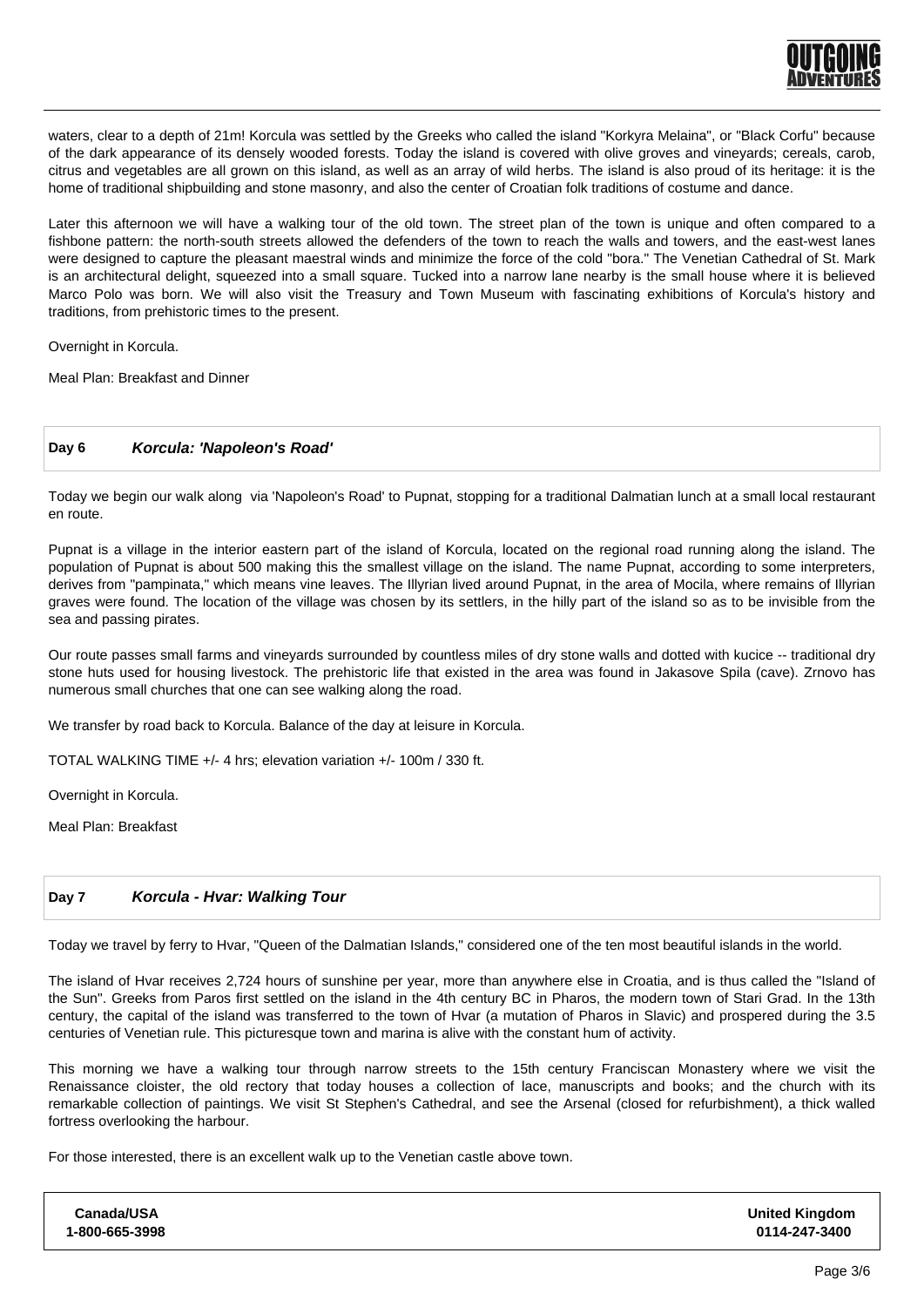waters, clear to a depth of 21m! Korcula was settled by the Greeks who called the island "Korkyra Melaina", or "Black Corfu" because of the dark appearance of its densely wooded forests. Today the island is covered with olive groves and vineyards; cereals, carob, citrus and vegetables are all grown on this island, as well as an array of wild herbs. The island is also proud of its heritage: it is the home of traditional shipbuilding and stone masonry, and also the center of Croatian folk traditions of costume and dance.

Later this afternoon we will have a walking tour of the old town. The street plan of the town is unique and often compared to a fishbone pattern: the north-south streets allowed the defenders of the town to reach the walls and towers, and the east-west lanes were designed to capture the pleasant maestral winds and minimize the force of the cold "bora." The Venetian Cathedral of St. Mark is an architectural delight, squeezed into a small square. Tucked into a narrow lane nearby is the small house where it is believed Marco Polo was born. We will also visit the Treasury and Town Museum with fascinating exhibitions of Korcula's history and traditions, from prehistoric times to the present.

Overnight in Korcula.

Meal Plan: Breakfast and Dinner

## Day 6 *Korcula: 'Napoleon's Road'*

Today we begin our walk along via 'Napoleon's Road' to Pupnat, stopping for a traditional Dalmatian lunch at a small local restaurant en route.

Pupnat is a village in the interior eastern part of the island of Korcula, located on the regional road running along the island. The population of Pupnat is about 500 making this the smallest village on the island. The name Pupnat, according to some interpreters, derives from "pampinata," which means vine leaves. The Illyrian lived around Pupnat, in the area of Mocila, where remains of Illyrian graves were found. The location of the village was chosen by its settlers, in the hilly part of the island so as to be invisible from the sea and passing pirates.

Our route passes small farms and vineyards surrounded by countless miles of dry stone walls and dotted with kucice -- traditional dry stone huts used for housing livestock. The prehistoric life that existed in the area was found in Jakasove Spila (cave). Zrnovo has numerous small churches that one can see walking along the road.

We transfer by road back to Korcula. Balance of the day at leisure in Korcula.

TOTAL WALKING TIME +/- 4 hrs; elevation variation +/- 100m / 330 ft.

Overnight in Korcula.

Meal Plan: Breakfast

## Day 7 *Korcula - Hvar: Walking Tour*

Today we travel by ferry to Hvar, "Queen of the Dalmatian Islands," considered one of the ten most beautiful islands in the world.

The island of Hvar receives 2,724 hours of sunshine per year, more than anywhere else in Croatia, and is thus called the "Island of the Sun". Greeks from Paros first settled on the island in the 4th century BC in Pharos, the modern town of Stari Grad. In the 13th century, the capital of the island was transferred to the town of Hvar (a mutation of Pharos in Slavic) and prospered during the 3.5 centuries of Venetian rule. This picturesque town and marina is alive with the constant hum of activity.

This morning we have a walking tour through narrow streets to the 15th century Franciscan Monastery where we visit the Renaissance cloister, the old rectory that today houses a collection of lace, manuscripts and books; and the church with its remarkable collection of paintings. We visit St Stephen's Cathedral, and see the Arsenal (closed for refurbishment), a thick walled fortress overlooking the harbour.

For those interested, there is an excellent walk up to the Venetian castle above town.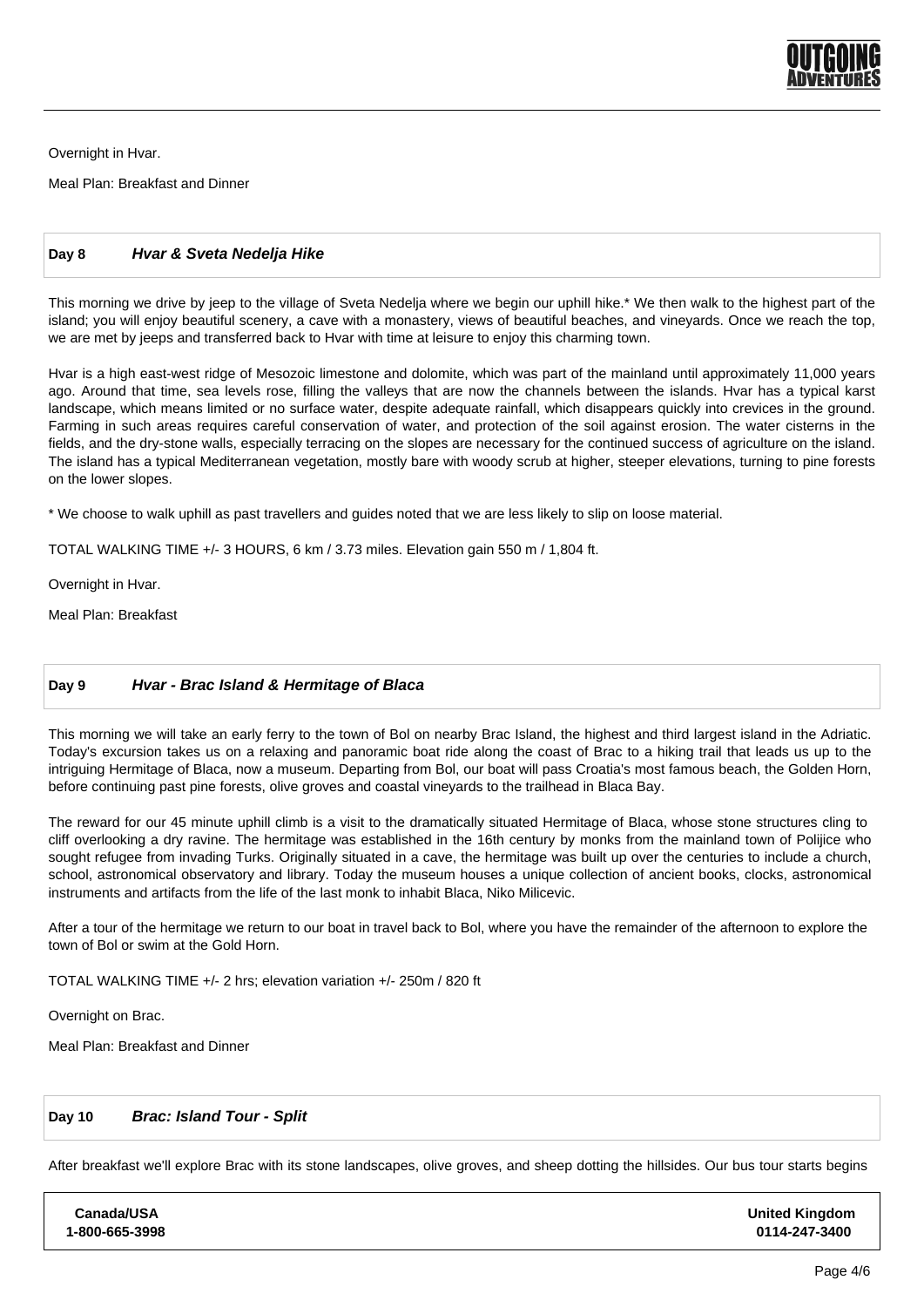Overnight in Hvar.

Meal Plan: Breakfast and Dinner

## Day 8 *Hvar & Sveta Nedelja Hike*

This morning we drive by jeep to the village of Sveta Nedelja where we begin our uphill hike.* We then walk to the highest part of the island; you will enjoy beautiful scenery, a cave with a monastery, views of beautiful beaches, and vineyards. Once we reach the top, we are met by jeeps and transferred back to Hvar with time at leisure to enjoy this charming town.

Hvar is a high east-west ridge of Mesozoic limestone and dolomite, which was part of the mainland until approximately 11,000 years ago. Around that time, sea levels rose, filling the valleys that are now the channels between the islands. Hvar has a typical karst landscape, which means limited or no surface water, despite adequate rainfall, which disappears quickly into crevices in the ground. Farming in such areas requires careful conservation of water, and protection of the soil against erosion. The water cisterns in the fields, and the dry-stone walls, especially terracing on the slopes are necessary for the continued success of agriculture on the island. The island has a typical Mediterranean vegetation, mostly bare with woody scrub at higher, steeper elevations, turning to pine forests on the lower slopes.

* We choose to walk uphill as past travellers and guides noted that we are less likely to slip on loose material.

TOTAL WALKING TIME +/- 3 HOURS, 6 km / 3.73 miles. Elevation gain 550 m / 1,804 ft.

Overnight in Hvar.

Meal Plan: Breakfast

## Day 9 *Hvar - Brac Island & Hermitage of Blaca*

This morning we will take an early ferry to the town of Bol on nearby Brac Island, the highest and third largest island in the Adriatic. Today's excursion takes us on a relaxing and panoramic boat ride along the coast of Brac to a hiking trail that leads us up to the intriguing Hermitage of Blaca, now a museum. Departing from Bol, our boat will pass Croatia's most famous beach, the Golden Horn, before continuing past pine forests, olive groves and coastal vineyards to the trailhead in Blaca Bay.

The reward for our 45 minute uphill climb is a visit to the dramatically situated Hermitage of Blaca, whose stone structures cling to cliff overlooking a dry ravine. The hermitage was established in the 16th century by monks from the mainland town of Polijice who sought refugee from invading Turks. Originally situated in a cave, the hermitage was built up over the centuries to include a church, school, astronomical observatory and library. Today the museum houses a unique collection of ancient books, clocks, astronomical instruments and artifacts from the life of the last monk to inhabit Blaca, Niko Milicevic.

After a tour of the hermitage we return to our boat in travel back to Bol, where you have the remainder of the afternoon to explore the town of Bol or swim at the Gold Horn.

TOTAL WALKING TIME +/- 2 hrs; elevation variation +/- 250m / 820 ft

Overnight on Brac.

Meal Plan: Breakfast and Dinner

## Day 10 *Brac: Island Tour - Split*

After breakfast we'll explore Brac with its stone landscapes, olive groves, and sheep dotting the hillsides. Our bus tour starts begins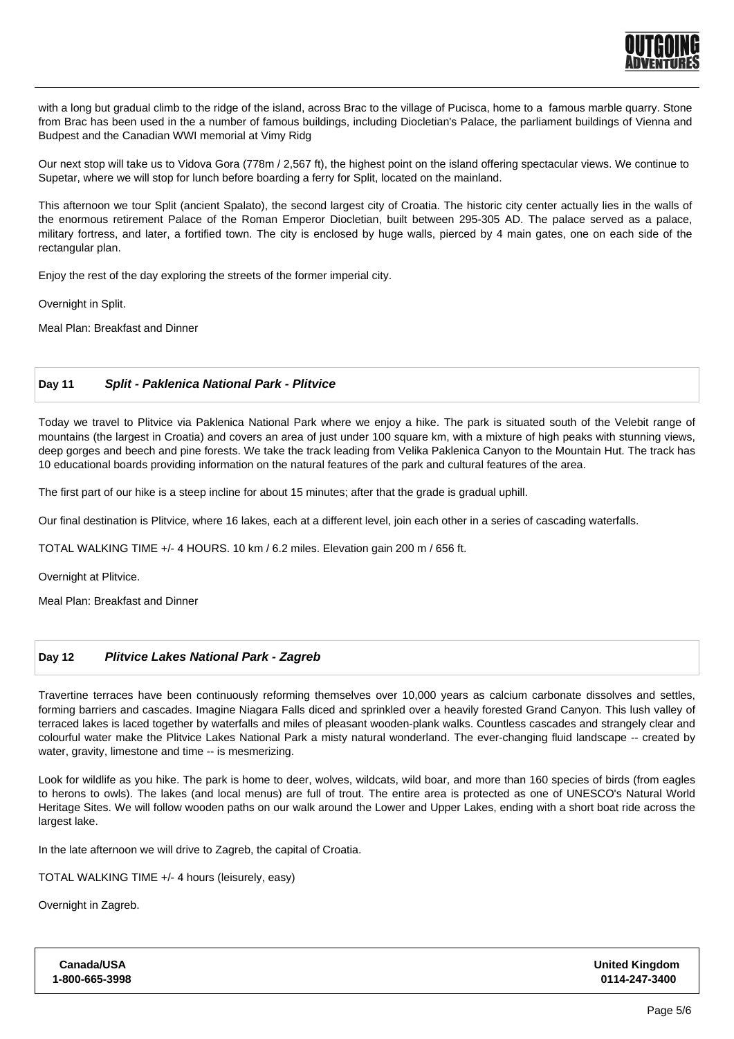with a long but gradual climb to the ridge of the island, across Brac to the village of Pucisca, home to a famous marble quarry. Stone from Brac has been used in the a number of famous buildings, including Diocletian's Palace, the parliament buildings of Vienna and Budpest and the Canadian WWI memorial at Vimy Ridg

Our next stop will take us to Vidova Gora (778m / 2,567 ft), the highest point on the island offering spectacular views. We continue to Supetar, where we will stop for lunch before boarding a ferry for Split, located on the mainland.

This afternoon we tour Split (ancient Spalato), the second largest city of Croatia. The historic city center actually lies in the walls of the enormous retirement Palace of the Roman Emperor Diocletian, built between 295-305 AD. The palace served as a palace, military fortress, and later, a fortified town. The city is enclosed by huge walls, pierced by 4 main gates, one on each side of the rectangular plan.

Enjoy the rest of the day exploring the streets of the former imperial city.

Overnight in Split.

Meal Plan: Breakfast and Dinner

## Day 11 *Split - Paklenica National Park - Plitvice*

Today we travel to Plitvice via Paklenica National Park where we enjoy a hike. The park is situated south of the Velebit range of mountains (the largest in Croatia) and covers an area of just under 100 square km, with a mixture of high peaks with stunning views, deep gorges and beech and pine forests. We take the track leading from Velika Paklenica Canyon to the Mountain Hut. The track has 10 educational boards providing information on the natural features of the park and cultural features of the area.

The first part of our hike is a steep incline for about 15 minutes; after that the grade is gradual uphill.

Our final destination is Plitvice, where 16 lakes, each at a different level, join each other in a series of cascading waterfalls.

TOTAL WALKING TIME +/- 4 HOURS. 10 km / 6.2 miles. Elevation gain 200 m / 656 ft.

Overnight at Plitvice.

Meal Plan: Breakfast and Dinner

## Day 12 *Plitvice Lakes National Park - Zagreb*

Travertine terraces have been continuously reforming themselves over 10,000 years as calcium carbonate dissolves and settles, forming barriers and cascades. Imagine Niagara Falls diced and sprinkled over a heavily forested Grand Canyon. This lush valley of terraced lakes is laced together by waterfalls and miles of pleasant wooden-plank walks. Countless cascades and strangely clear and colourful water make the Plitvice Lakes National Park a misty natural wonderland. The ever-changing fluid landscape -- created by water, gravity, limestone and time -- is mesmerizing.

Look for wildlife as you hike. The park is home to deer, wolves, wildcats, wild boar, and more than 160 species of birds (from eagles to herons to owls). The lakes (and local menus) are full of trout. The entire area is protected as one of UNESCO's Natural World Heritage Sites. We will follow wooden paths on our walk around the Lower and Upper Lakes, ending with a short boat ride across the largest lake.

In the late afternoon we will drive to Zagreb, the capital of Croatia.

TOTAL WALKING TIME +/- 4 hours (leisurely, easy)

Overnight in Zagreb.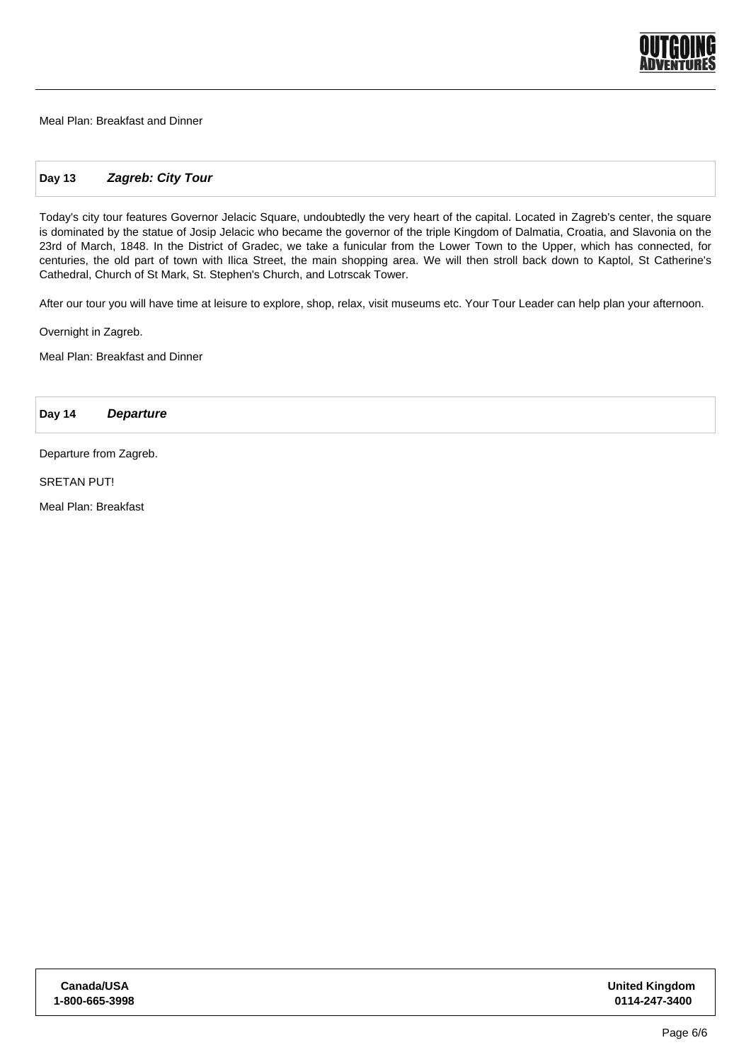Meal Plan: Breakfast and Dinner

### Day 13 *Zagreb: City Tour*

Today's city tour features Governor Jelacic Square, undoubtedly the very heart of the capital. Located in Zagreb's center, the square is dominated by the statue of Josip Jelacic who became the governor of the triple Kingdom of Dalmatia, Croatia, and Slavonia on the 23rd of March, 1848. In the District of Gradec, we take a funicular from the Lower Town to the Upper, which has connected, for centuries, the old part of town with Ilica Street, the main shopping area. We will then stroll back down to Kaptol, St Catherine's Cathedral, Church of St Mark, St. Stephen's Church, and Lotrscak Tower.

After our tour you will have time at leisure to explore, shop, relax, visit museums etc. Your Tour Leader can help plan your afternoon.

Overnight in Zagreb.

Meal Plan: Breakfast and Dinner

### Day 14 *Departure*

Departure from Zagreb.

SRETAN PUT!

Meal Plan: Breakfast

**Canada/USA**
**1-800-665-3998**

**United Kingdom**
**0114-247-3400**